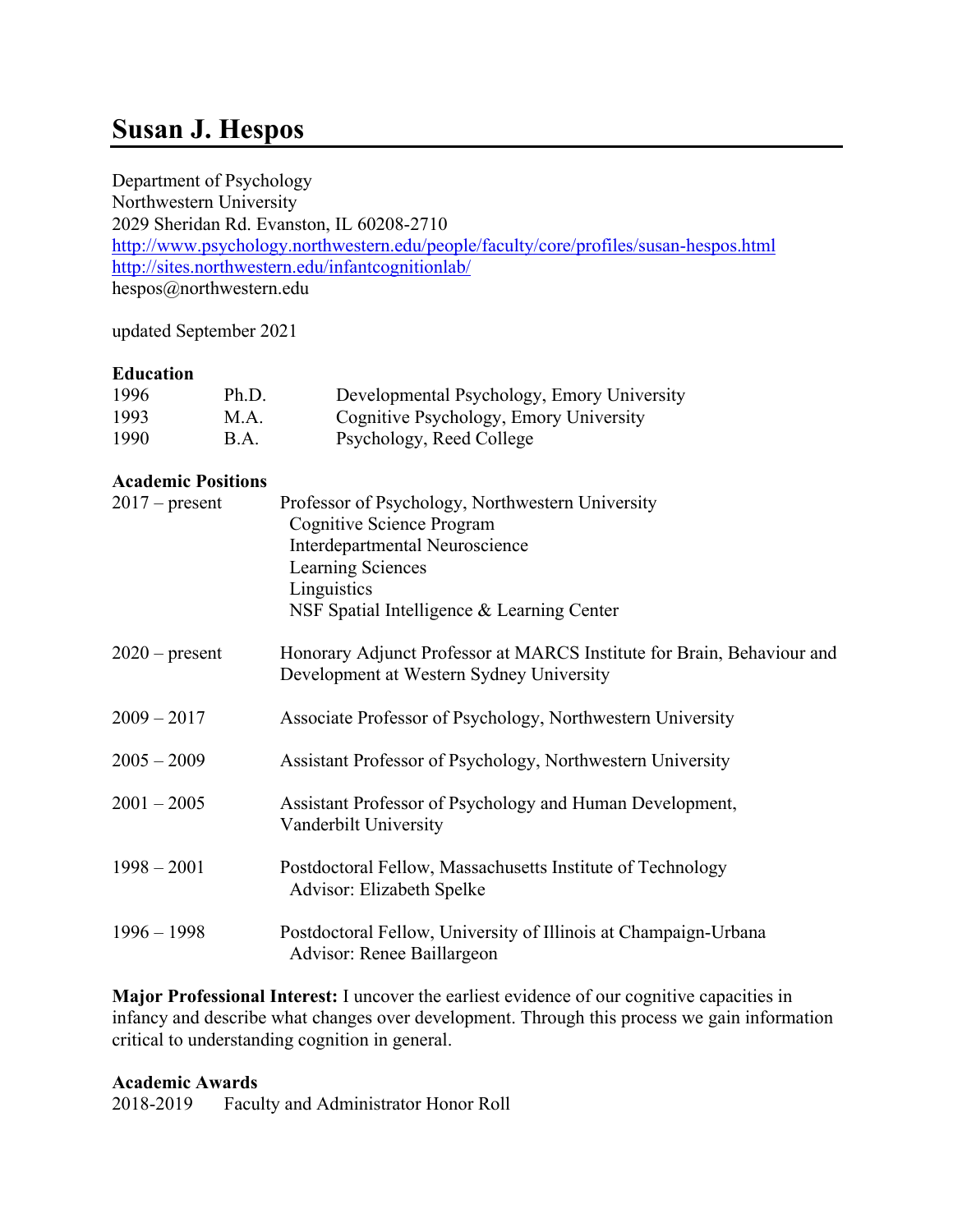# Susan J. Hespos

Department of Psychology
Northwestern University
2029 Sheridan Rd. Evanston, IL 60208-2710
http://www.psychology.northwestern.edu/people/faculty/core/profiles/susan-hespos.html
http://sites.northwestern.edu/infantcognitionlab/
hespos@northwestern.edu

updated September 2021

**Education**

| | | |
|---|---|---|
| 1996 | Ph.D. | Developmental Psychology, Emory University |
| 1993 | M.A. | Cognitive Psychology, Emory University |
| 1990 | B.A. | Psychology, Reed College |

**Academic Positions**

2017 – present  Professor of Psychology, Northwestern University
  Cognitive Science Program
  Interdepartmental Neuroscience
  Learning Sciences
  Linguistics
  NSF Spatial Intelligence & Learning Center

2020 – present  Honorary Adjunct Professor at MARCS Institute for Brain, Behaviour and Development at Western Sydney University

2009 – 2017  Associate Professor of Psychology, Northwestern University

2005 – 2009  Assistant Professor of Psychology, Northwestern University

2001 – 2005  Assistant Professor of Psychology and Human Development, Vanderbilt University

1998 – 2001  Postdoctoral Fellow, Massachusetts Institute of Technology
  Advisor: Elizabeth Spelke

1996 – 1998  Postdoctoral Fellow, University of Illinois at Champaign-Urbana
  Advisor: Renee Baillargeon

**Major Professional Interest:** I uncover the earliest evidence of our cognitive capacities in infancy and describe what changes over development. Through this process we gain information critical to understanding cognition in general.

**Academic Awards**

2018-2019  Faculty and Administrator Honor Roll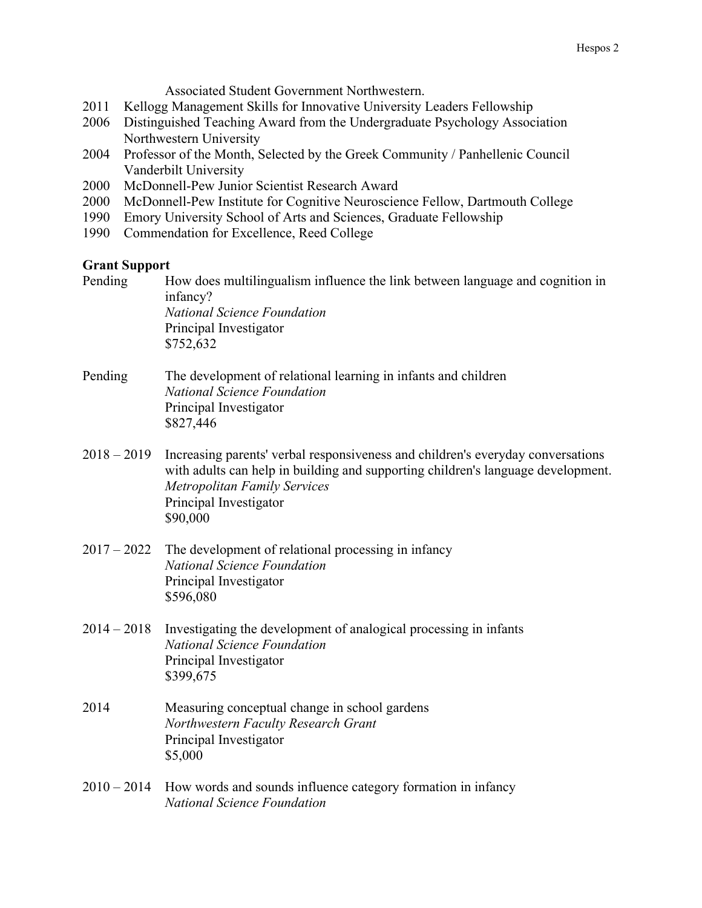Associated Student Government Northwestern.

2011 Kellogg Management Skills for Innovative University Leaders Fellowship
2006 Distinguished Teaching Award from the Undergraduate Psychology Association Northwestern University
2004 Professor of the Month, Selected by the Greek Community / Panhellenic Council Vanderbilt University
2000 McDonnell-Pew Junior Scientist Research Award
2000 McDonnell-Pew Institute for Cognitive Neuroscience Fellow, Dartmouth College
1990 Emory University School of Arts and Sciences, Graduate Fellowship
1990 Commendation for Excellence, Reed College

**Grant Support**

Pending How does multilingualism influence the link between language and cognition in infancy?
*National Science Foundation*
Principal Investigator
$752,632

Pending The development of relational learning in infants and children
*National Science Foundation*
Principal Investigator
$827,446

2018 – 2019 Increasing parents' verbal responsiveness and children's everyday conversations with adults can help in building and supporting children's language development.
*Metropolitan Family Services*
Principal Investigator
$90,000

2017 – 2022 The development of relational processing in infancy
*National Science Foundation*
Principal Investigator
$596,080

2014 – 2018 Investigating the development of analogical processing in infants
*National Science Foundation*
Principal Investigator
$399,675

2014 Measuring conceptual change in school gardens
*Northwestern Faculty Research Grant*
Principal Investigator
$5,000

2010 – 2014 How words and sounds influence category formation in infancy
*National Science Foundation*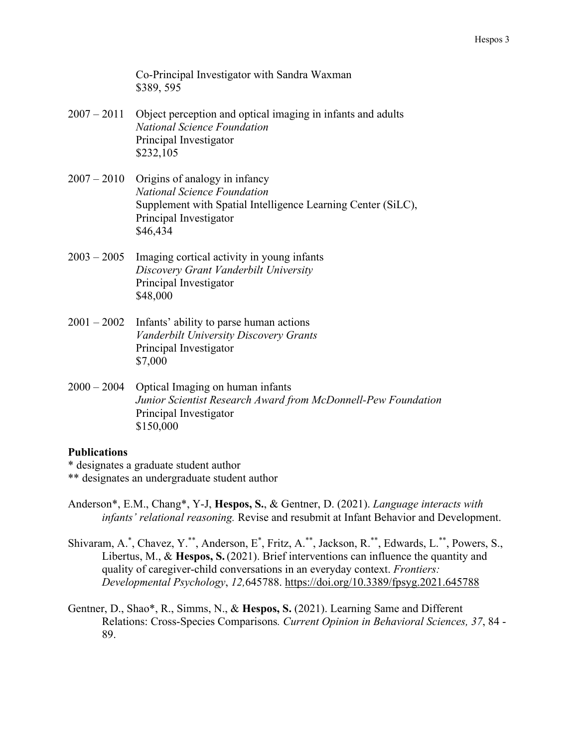Co-Principal Investigator with Sandra Waxman
$389, 595

2007 – 2011 Object perception and optical imaging in infants and adults
*National Science Foundation*
Principal Investigator
$232,105

2007 – 2010 Origins of analogy in infancy
*National Science Foundation*
Supplement with Spatial Intelligence Learning Center (SiLC),
Principal Investigator
$46,434

2003 – 2005 Imaging cortical activity in young infants
*Discovery Grant Vanderbilt University*
Principal Investigator
$48,000

2001 – 2002 Infants' ability to parse human actions
*Vanderbilt University Discovery Grants*
Principal Investigator
$7,000

2000 – 2004 Optical Imaging on human infants
*Junior Scientist Research Award from McDonnell-Pew Foundation*
Principal Investigator
$150,000

**Publications**

* designates a graduate student author
** designates an undergraduate student author

Anderson*, E.M., Chang*, Y-J, **Hespos, S.**, & Gentner, D. (2021). *Language interacts with infants' relational reasoning.* Revise and resubmit at Infant Behavior and Development.

Shivaram, A.*, Chavez, Y.**, Anderson, E*, Fritz, A.**, Jackson, R.**, Edwards, L.**, Powers, S., Libertus, M., & **Hespos, S.** (2021). Brief interventions can influence the quantity and quality of caregiver-child conversations in an everyday context. *Frontiers: Developmental Psychology*, *12,*645788. https://doi.org/10.3389/fpsyg.2021.645788

Gentner, D., Shao*, R., Simms, N., & **Hespos, S.** (2021). Learning Same and Different Relations: Cross-Species Comparisons*. Current Opinion in Behavioral Sciences, 37*, 84 - 89.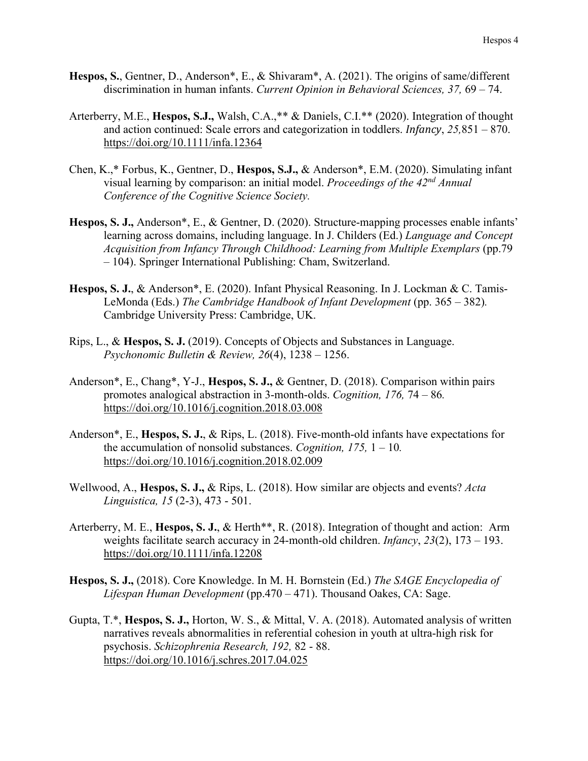**Hespos, S.**, Gentner, D., Anderson*, E., & Shivaram*, A. (2021). The origins of same/different discrimination in human infants. *Current Opinion in Behavioral Sciences, 37,* 69 – 74.

Arterberry, M.E., **Hespos, S.J.,** Walsh, C.A.,** & Daniels, C.I.** (2020). Integration of thought and action continued: Scale errors and categorization in toddlers. *Infancy*, *25,*851 – 870. https://doi.org/10.1111/infa.12364

Chen, K.,* Forbus, K., Gentner, D., **Hespos, S.J.,** & Anderson*, E.M. (2020). Simulating infant visual learning by comparison: an initial model. *Proceedings of the 42nd Annual Conference of the Cognitive Science Society.*

**Hespos, S. J.,** Anderson*, E., & Gentner, D. (2020). Structure-mapping processes enable infants' learning across domains, including language. In J. Childers (Ed.) *Language and Concept Acquisition from Infancy Through Childhood: Learning from Multiple Exemplars* (pp.79 – 104). Springer International Publishing: Cham, Switzerland.

**Hespos, S. J.**, & Anderson*, E. (2020). Infant Physical Reasoning. In J. Lockman & C. Tamis-LeMonda (Eds.) *The Cambridge Handbook of Infant Development* (pp. 365 – 382)*.* Cambridge University Press: Cambridge, UK.

Rips, L., & **Hespos, S. J.** (2019). Concepts of Objects and Substances in Language. *Psychonomic Bulletin & Review, 26*(4), 1238 – 1256.

Anderson*, E., Chang*, Y-J., **Hespos, S. J.,** & Gentner, D. (2018). Comparison within pairs promotes analogical abstraction in 3-month-olds. *Cognition, 176,* 74 – 86*.* https://doi.org/10.1016/j.cognition.2018.03.008

Anderson*, E., **Hespos, S. J.**, & Rips, L. (2018). Five-month-old infants have expectations for the accumulation of nonsolid substances. *Cognition, 175,* 1 – 10*.* https://doi.org/10.1016/j.cognition.2018.02.009

Wellwood, A., **Hespos, S. J.,** & Rips, L. (2018). How similar are objects and events? *Acta Linguistica, 15* (2-3), 473 - 501.

Arterberry, M. E., **Hespos, S. J.**, & Herth**, R. (2018). Integration of thought and action: Arm weights facilitate search accuracy in 24-month-old children. *Infancy*, *23*(2), 173 – 193. https://doi.org/10.1111/infa.12208

**Hespos, S. J.,** (2018). Core Knowledge. In M. H. Bornstein (Ed.) *The SAGE Encyclopedia of Lifespan Human Development* (pp.470 – 471). Thousand Oakes, CA: Sage.

Gupta, T.*, **Hespos, S. J.,** Horton, W. S., & Mittal, V. A. (2018). Automated analysis of written narratives reveals abnormalities in referential cohesion in youth at ultra-high risk for psychosis. *Schizophrenia Research, 192,* 82 - 88. https://doi.org/10.1016/j.schres.2017.04.025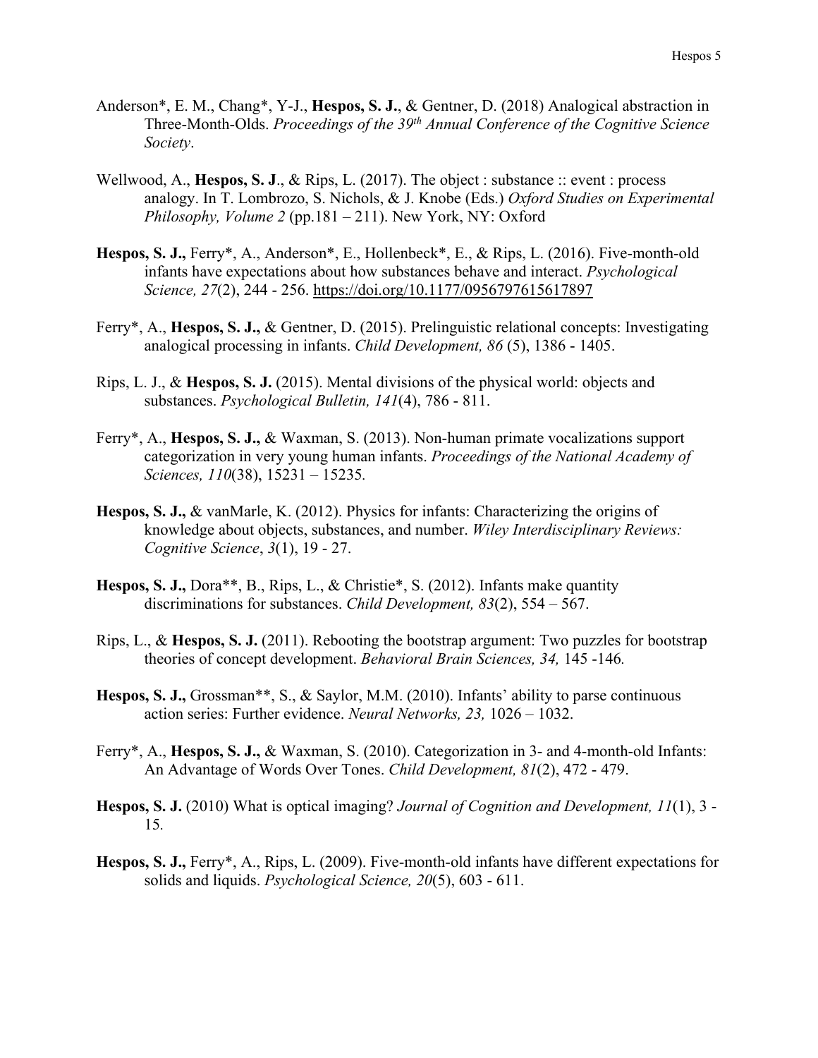Anderson*, E. M., Chang*, Y-J., **Hespos, S. J.**, & Gentner, D. (2018) Analogical abstraction in Three-Month-Olds. *Proceedings of the 39th Annual Conference of the Cognitive Science Society*.

Wellwood, A., **Hespos, S. J**., & Rips, L. (2017). The object : substance :: event : process analogy. In T. Lombrozo, S. Nichols, & J. Knobe (Eds.) *Oxford Studies on Experimental Philosophy, Volume 2* (pp.181 – 211). New York, NY: Oxford

**Hespos, S. J.,** Ferry*, A., Anderson*, E., Hollenbeck*, E., & Rips, L. (2016). Five-month-old infants have expectations about how substances behave and interact. *Psychological Science, 27*(2), 244 - 256. https://doi.org/10.1177/0956797615617897

Ferry*, A., **Hespos, S. J.,** & Gentner, D. (2015). Prelinguistic relational concepts: Investigating analogical processing in infants. *Child Development, 86* (5), 1386 - 1405.

Rips, L. J., & **Hespos, S. J.** (2015). Mental divisions of the physical world: objects and substances. *Psychological Bulletin, 141*(4), 786 - 811.

Ferry*, A., **Hespos, S. J.,** & Waxman, S. (2013). Non-human primate vocalizations support categorization in very young human infants. *Proceedings of the National Academy of Sciences, 110*(38), 15231 – 15235.

**Hespos, S. J.,** & vanMarle, K. (2012). Physics for infants: Characterizing the origins of knowledge about objects, substances, and number. *Wiley Interdisciplinary Reviews: Cognitive Science*, *3*(1), 19 - 27.

**Hespos, S. J.,** Dora**, B., Rips, L., & Christie*, S. (2012). Infants make quantity discriminations for substances. *Child Development, 83*(2), 554 – 567.

Rips, L., & **Hespos, S. J.** (2011). Rebooting the bootstrap argument: Two puzzles for bootstrap theories of concept development. *Behavioral Brain Sciences, 34,* 145 -146*.*

**Hespos, S. J.,** Grossman**, S., & Saylor, M.M. (2010). Infants' ability to parse continuous action series: Further evidence. *Neural Networks, 23,* 1026 – 1032.

Ferry*, A., **Hespos, S. J.,** & Waxman, S. (2010). Categorization in 3- and 4-month-old Infants: An Advantage of Words Over Tones. *Child Development, 81*(2), 472 - 479.

**Hespos, S. J.** (2010) What is optical imaging? *Journal of Cognition and Development, 11*(1), 3 - 15*.*

**Hespos, S. J.,** Ferry*, A., Rips, L. (2009). Five-month-old infants have different expectations for solids and liquids. *Psychological Science, 20*(5), 603 - 611.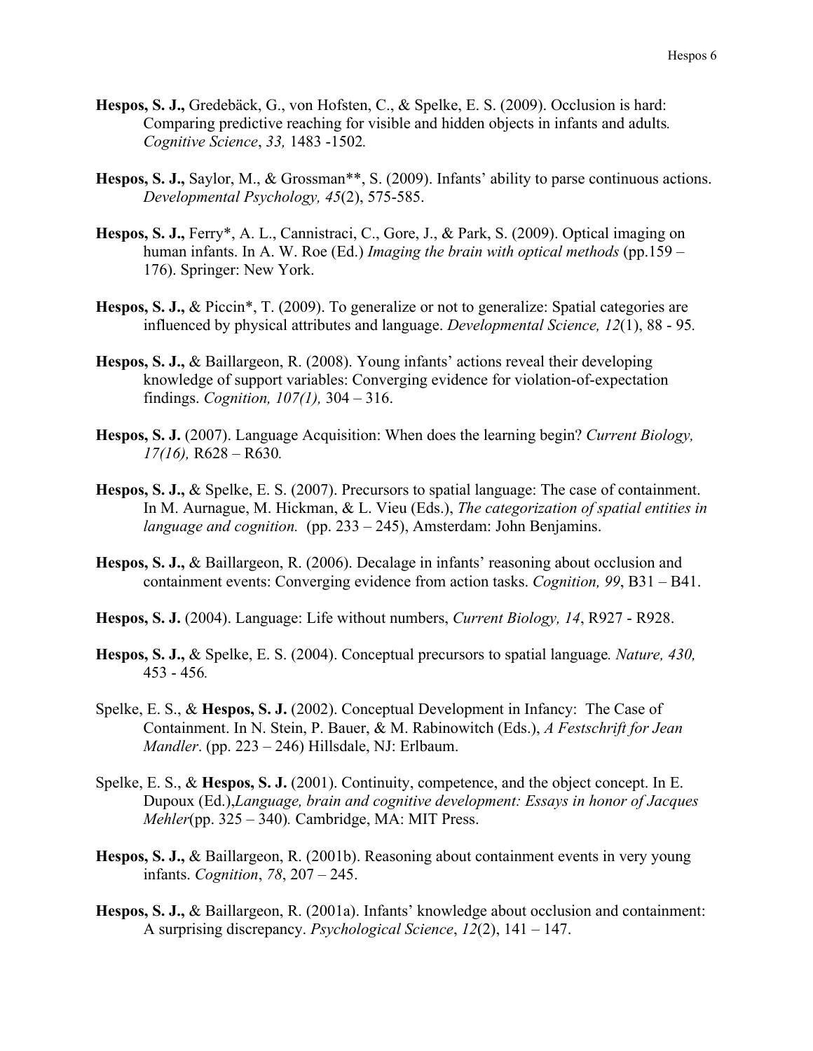**Hespos, S. J.,** Gredebäck, G., von Hofsten, C., & Spelke, E. S. (2009). Occlusion is hard: Comparing predictive reaching for visible and hidden objects in infants and adults. *Cognitive Science*, *33,* 1483 -1502.

**Hespos, S. J.,** Saylor, M., & Grossman**, S. (2009). Infants' ability to parse continuous actions. *Developmental Psychology, 45*(2), 575-585.

**Hespos, S. J.,** Ferry*, A. L., Cannistraci, C., Gore, J., & Park, S. (2009). Optical imaging on human infants. In A. W. Roe (Ed.) *Imaging the brain with optical methods* (pp.159 – 176). Springer: New York.

**Hespos, S. J.,** & Piccin*, T. (2009). To generalize or not to generalize: Spatial categories are influenced by physical attributes and language. *Developmental Science, 12*(1), 88 - 95.

**Hespos, S. J.,** & Baillargeon, R. (2008). Young infants' actions reveal their developing knowledge of support variables: Converging evidence for violation-of-expectation findings. *Cognition, 107(1),* 304 – 316.

**Hespos, S. J.** (2007). Language Acquisition: When does the learning begin? *Current Biology, 17(16),* R628 – R630.

**Hespos, S. J.,** & Spelke, E. S. (2007). Precursors to spatial language: The case of containment. In M. Aurnague, M. Hickman, & L. Vieu (Eds.), *The categorization of spatial entities in language and cognition.* (pp. 233 – 245), Amsterdam: John Benjamins.

**Hespos, S. J.,** & Baillargeon, R. (2006). Decalage in infants' reasoning about occlusion and containment events: Converging evidence from action tasks. *Cognition, 99*, B31 – B41.

**Hespos, S. J.** (2004). Language: Life without numbers, *Current Biology, 14*, R927 - R928.

**Hespos, S. J.,** & Spelke, E. S. (2004). Conceptual precursors to spatial language. *Nature, 430,* 453 - 456.

Spelke, E. S., & **Hespos, S. J.** (2002). Conceptual Development in Infancy: The Case of Containment. In N. Stein, P. Bauer, & M. Rabinowitch (Eds.), *A Festschrift for Jean Mandler*. (pp. 223 – 246) Hillsdale, NJ: Erlbaum.

Spelke, E. S., & **Hespos, S. J.** (2001). Continuity, competence, and the object concept. In E. Dupoux (Ed.),*Language, brain and cognitive development: Essays in honor of Jacques Mehler*(pp. 325 – 340). Cambridge, MA: MIT Press.

**Hespos, S. J.,** & Baillargeon, R. (2001b). Reasoning about containment events in very young infants. *Cognition*, *78*, 207 – 245.

**Hespos, S. J.,** & Baillargeon, R. (2001a). Infants' knowledge about occlusion and containment: A surprising discrepancy. *Psychological Science*, *12*(2), 141 – 147.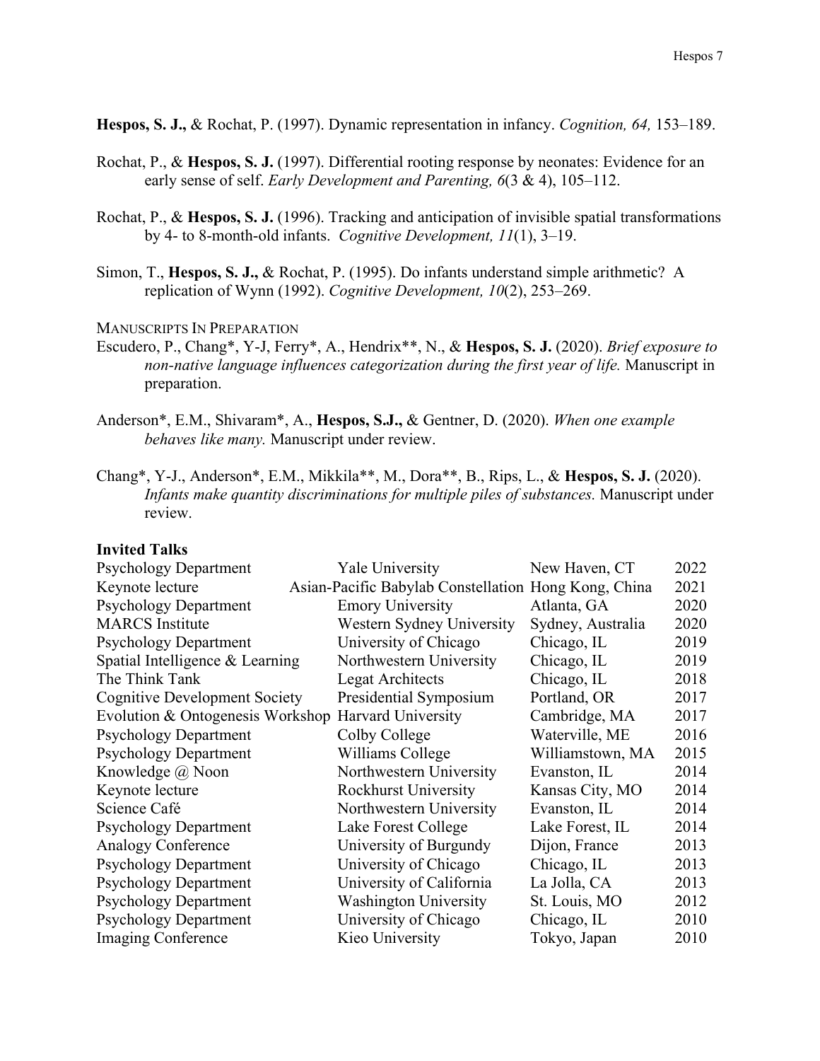**Hespos, S. J.,** & Rochat, P. (1997). Dynamic representation in infancy. *Cognition, 64,* 153–189.

Rochat, P., & **Hespos, S. J.** (1997). Differential rooting response by neonates: Evidence for an early sense of self. *Early Development and Parenting, 6*(3 & 4), 105–112.

Rochat, P., & **Hespos, S. J.** (1996). Tracking and anticipation of invisible spatial transformations by 4- to 8-month-old infants. *Cognitive Development, 11*(1), 3–19.

Simon, T., **Hespos, S. J.,** & Rochat, P. (1995). Do infants understand simple arithmetic? A replication of Wynn (1992). *Cognitive Development, 10*(2), 253–269.

Manuscripts In Preparation

Escudero, P., Chang*, Y-J, Ferry*, A., Hendrix**, N., & **Hespos, S. J.** (2020). *Brief exposure to non-native language influences categorization during the first year of life.* Manuscript in preparation.

Anderson*, E.M., Shivaram*, A., **Hespos, S.J.,** & Gentner, D. (2020). *When one example behaves like many.* Manuscript under review.

Chang*, Y-J., Anderson*, E.M., Mikkila**, M., Dora**, B., Rips, L., & **Hespos, S. J.** (2020). *Infants make quantity discriminations for multiple piles of substances.* Manuscript under review.

**Invited Talks**

| | | | |
|---|---|---|---|
| Psychology Department | Yale University | New Haven, CT | 2022 |
| Keynote lecture | Asian-Pacific Babylab Constellation | Hong Kong, China | 2021 |
| Psychology Department | Emory University | Atlanta, GA | 2020 |
| MARCS Institute | Western Sydney University | Sydney, Australia | 2020 |
| Psychology Department | University of Chicago | Chicago, IL | 2019 |
| Spatial Intelligence & Learning | Northwestern University | Chicago, IL | 2019 |
| The Think Tank | Legat Architects | Chicago, IL | 2018 |
| Cognitive Development Society | Presidential Symposium | Portland, OR | 2017 |
| Evolution & Ontogenesis Workshop | Harvard University | Cambridge, MA | 2017 |
| Psychology Department | Colby College | Waterville, ME | 2016 |
| Psychology Department | Williams College | Williamstown, MA | 2015 |
| Knowledge @ Noon | Northwestern University | Evanston, IL | 2014 |
| Keynote lecture | Rockhurst University | Kansas City, MO | 2014 |
| Science Café | Northwestern University | Evanston, IL | 2014 |
| Psychology Department | Lake Forest College | Lake Forest, IL | 2014 |
| Analogy Conference | University of Burgundy | Dijon, France | 2013 |
| Psychology Department | University of Chicago | Chicago, IL | 2013 |
| Psychology Department | University of California | La Jolla, CA | 2013 |
| Psychology Department | Washington University | St. Louis, MO | 2012 |
| Psychology Department | University of Chicago | Chicago, IL | 2010 |
| Imaging Conference | Kieo University | Tokyo, Japan | 2010 |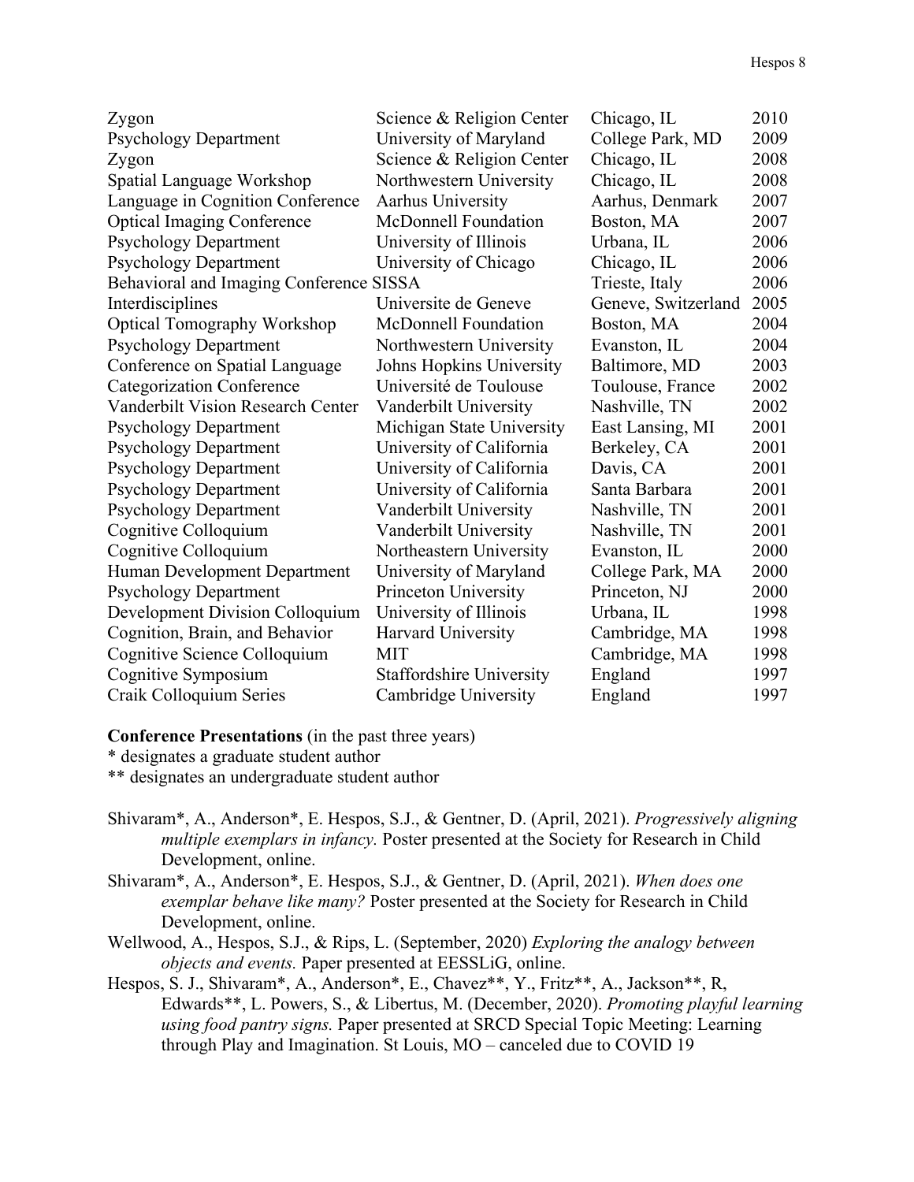| | | | |
|---|---|---|---|
| Zygon | Science & Religion Center | Chicago, IL | 2010 |
| Psychology Department | University of Maryland | College Park, MD | 2009 |
| Zygon | Science & Religion Center | Chicago, IL | 2008 |
| Spatial Language Workshop | Northwestern University | Chicago, IL | 2008 |
| Language in Cognition Conference | Aarhus University | Aarhus, Denmark | 2007 |
| Optical Imaging Conference | McDonnell Foundation | Boston, MA | 2007 |
| Psychology Department | University of Illinois | Urbana, IL | 2006 |
| Psychology Department | University of Chicago | Chicago, IL | 2006 |
| Behavioral and Imaging Conference | SISSA | Trieste, Italy | 2006 |
| Interdisciplines | Universite de Geneve | Geneve, Switzerland | 2005 |
| Optical Tomography Workshop | McDonnell Foundation | Boston, MA | 2004 |
| Psychology Department | Northwestern University | Evanston, IL | 2004 |
| Conference on Spatial Language | Johns Hopkins University | Baltimore, MD | 2003 |
| Categorization Conference | Université de Toulouse | Toulouse, France | 2002 |
| Vanderbilt Vision Research Center | Vanderbilt University | Nashville, TN | 2002 |
| Psychology Department | Michigan State University | East Lansing, MI | 2001 |
| Psychology Department | University of California | Berkeley, CA | 2001 |
| Psychology Department | University of California | Davis, CA | 2001 |
| Psychology Department | University of California | Santa Barbara | 2001 |
| Psychology Department | Vanderbilt University | Nashville, TN | 2001 |
| Cognitive Colloquium | Vanderbilt University | Nashville, TN | 2001 |
| Cognitive Colloquium | Northeastern University | Evanston, IL | 2000 |
| Human Development Department | University of Maryland | College Park, MA | 2000 |
| Psychology Department | Princeton University | Princeton, NJ | 2000 |
| Development Division Colloquium | University of Illinois | Urbana, IL | 1998 |
| Cognition, Brain, and Behavior | Harvard University | Cambridge, MA | 1998 |
| Cognitive Science Colloquium | MIT | Cambridge, MA | 1998 |
| Cognitive Symposium | Staffordshire University | England | 1997 |
| Craik Colloquium Series | Cambridge University | England | 1997 |

**Conference Presentations** (in the past three years)
* designates a graduate student author
** designates an undergraduate student author

Shivaram*, A., Anderson*, E. Hespos, S.J., & Gentner, D. (April, 2021). *Progressively aligning multiple exemplars in infancy.* Poster presented at the Society for Research in Child Development, online.

Shivaram*, A., Anderson*, E. Hespos, S.J., & Gentner, D. (April, 2021). *When does one exemplar behave like many?* Poster presented at the Society for Research in Child Development, online.

Wellwood, A., Hespos, S.J., & Rips, L. (September, 2020) *Exploring the analogy between objects and events.* Paper presented at EESSLiG, online.

Hespos, S. J., Shivaram*, A., Anderson*, E., Chavez**, Y., Fritz**, A., Jackson**, R, Edwards**, L. Powers, S., & Libertus, M. (December, 2020). *Promoting playful learning using food pantry signs.* Paper presented at SRCD Special Topic Meeting: Learning through Play and Imagination. St Louis, MO – canceled due to COVID 19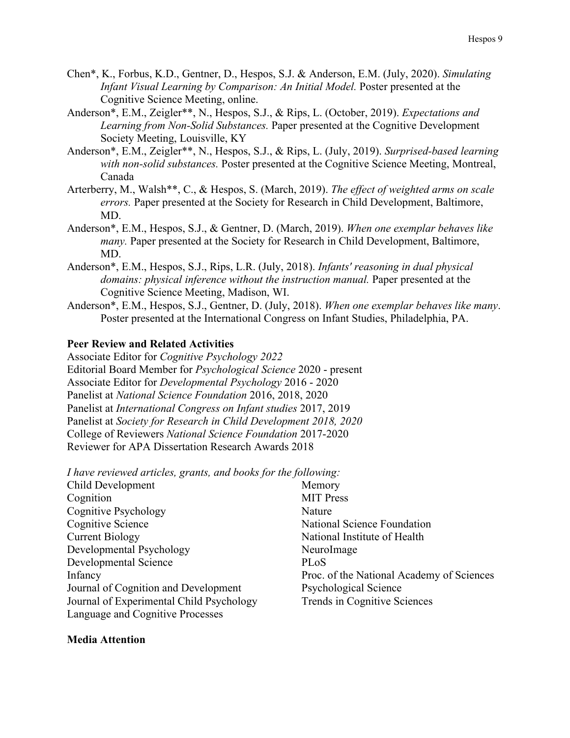Chen*, K., Forbus, K.D., Gentner, D., Hespos, S.J. & Anderson, E.M. (July, 2020). *Simulating Infant Visual Learning by Comparison: An Initial Model.* Poster presented at the Cognitive Science Meeting, online.

Anderson*, E.M., Zeigler**, N., Hespos, S.J., & Rips, L. (October, 2019). *Expectations and Learning from Non-Solid Substances.* Paper presented at the Cognitive Development Society Meeting, Louisville, KY

Anderson*, E.M., Zeigler**, N., Hespos, S.J., & Rips, L. (July, 2019). *Surprised-based learning with non-solid substances.* Poster presented at the Cognitive Science Meeting, Montreal, Canada

Arterberry, M., Walsh**, C., & Hespos, S. (March, 2019). *The effect of weighted arms on scale errors.* Paper presented at the Society for Research in Child Development, Baltimore, MD.

Anderson*, E.M., Hespos, S.J., & Gentner, D. (March, 2019). *When one exemplar behaves like many.* Paper presented at the Society for Research in Child Development, Baltimore, MD.

Anderson*, E.M., Hespos, S.J., Rips, L.R. (July, 2018). *Infants' reasoning in dual physical domains: physical inference without the instruction manual.* Paper presented at the Cognitive Science Meeting, Madison, WI.

Anderson*, E.M., Hespos, S.J., Gentner, D. (July, 2018). *When one exemplar behaves like many*. Poster presented at the International Congress on Infant Studies, Philadelphia, PA.

**Peer Review and Related Activities**

Associate Editor for *Cognitive Psychology 2022*
Editorial Board Member for *Psychological Science* 2020 - present
Associate Editor for *Developmental Psychology* 2016 - 2020
Panelist at *National Science Foundation* 2016, 2018, 2020
Panelist at *International Congress on Infant studies* 2017, 2019
Panelist at *Society for Research in Child Development 2018, 2020*
College of Reviewers *National Science Foundation* 2017-2020
Reviewer for APA Dissertation Research Awards 2018

*I have reviewed articles, grants, and books for the following:*

Child Development
Cognition
Cognitive Psychology
Cognitive Science
Current Biology
Developmental Psychology
Developmental Science
Infancy
Journal of Cognition and Development
Journal of Experimental Child Psychology
Language and Cognitive Processes
Memory
MIT Press
Nature
National Science Foundation
National Institute of Health
NeuroImage
PLoS
Proc. of the National Academy of Sciences
Psychological Science
Trends in Cognitive Sciences

**Media Attention**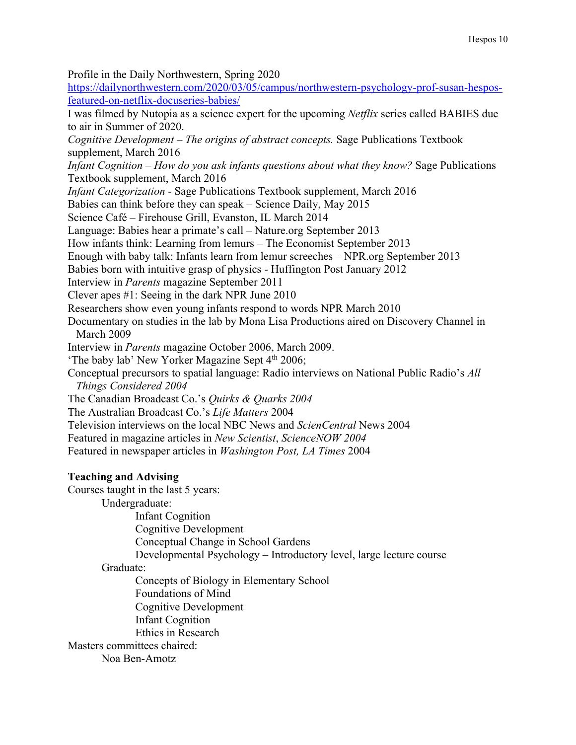Profile in the Daily Northwestern, Spring 2020
https://dailynorthwestern.com/2020/03/05/campus/northwestern-psychology-prof-susan-hespos-featured-on-netflix-docuseries-babies/

I was filmed by Nutopia as a science expert for the upcoming *Netflix* series called BABIES due to air in Summer of 2020.

*Cognitive Development – The origins of abstract concepts.* Sage Publications Textbook supplement, March 2016

*Infant Cognition – How do you ask infants questions about what they know?* Sage Publications Textbook supplement, March 2016

*Infant Categorization* - Sage Publications Textbook supplement, March 2016

Babies can think before they can speak – Science Daily, May 2015

Science Café – Firehouse Grill, Evanston, IL March 2014

Language: Babies hear a primate's call – Nature.org September 2013

How infants think: Learning from lemurs – The Economist September 2013

Enough with baby talk: Infants learn from lemur screeches – NPR.org September 2013

Babies born with intuitive grasp of physics - Huffington Post January 2012

Interview in *Parents* magazine September 2011

Clever apes #1: Seeing in the dark NPR June 2010

Researchers show even young infants respond to words NPR March 2010

Documentary on studies in the lab by Mona Lisa Productions aired on Discovery Channel in March 2009

Interview in *Parents* magazine October 2006, March 2009.

'The baby lab' New Yorker Magazine Sept 4th 2006;

Conceptual precursors to spatial language: Radio interviews on National Public Radio's *All Things Considered 2004*

The Canadian Broadcast Co.'s *Quirks & Quarks 2004*

The Australian Broadcast Co.'s *Life Matters* 2004

Television interviews on the local NBC News and *ScienCentral* News 2004

Featured in magazine articles in *New Scientist*, *ScienceNOW 2004*

Featured in newspaper articles in *Washington Post, LA Times* 2004

**Teaching and Advising**

Courses taught in the last 5 years:

- Undergraduate:
  - Infant Cognition
  - Cognitive Development
  - Conceptual Change in School Gardens
  - Developmental Psychology – Introductory level, large lecture course
- Graduate:
  - Concepts of Biology in Elementary School
  - Foundations of Mind
  - Cognitive Development
  - Infant Cognition
  - Ethics in Research

Masters committees chaired:

- Noa Ben-Amotz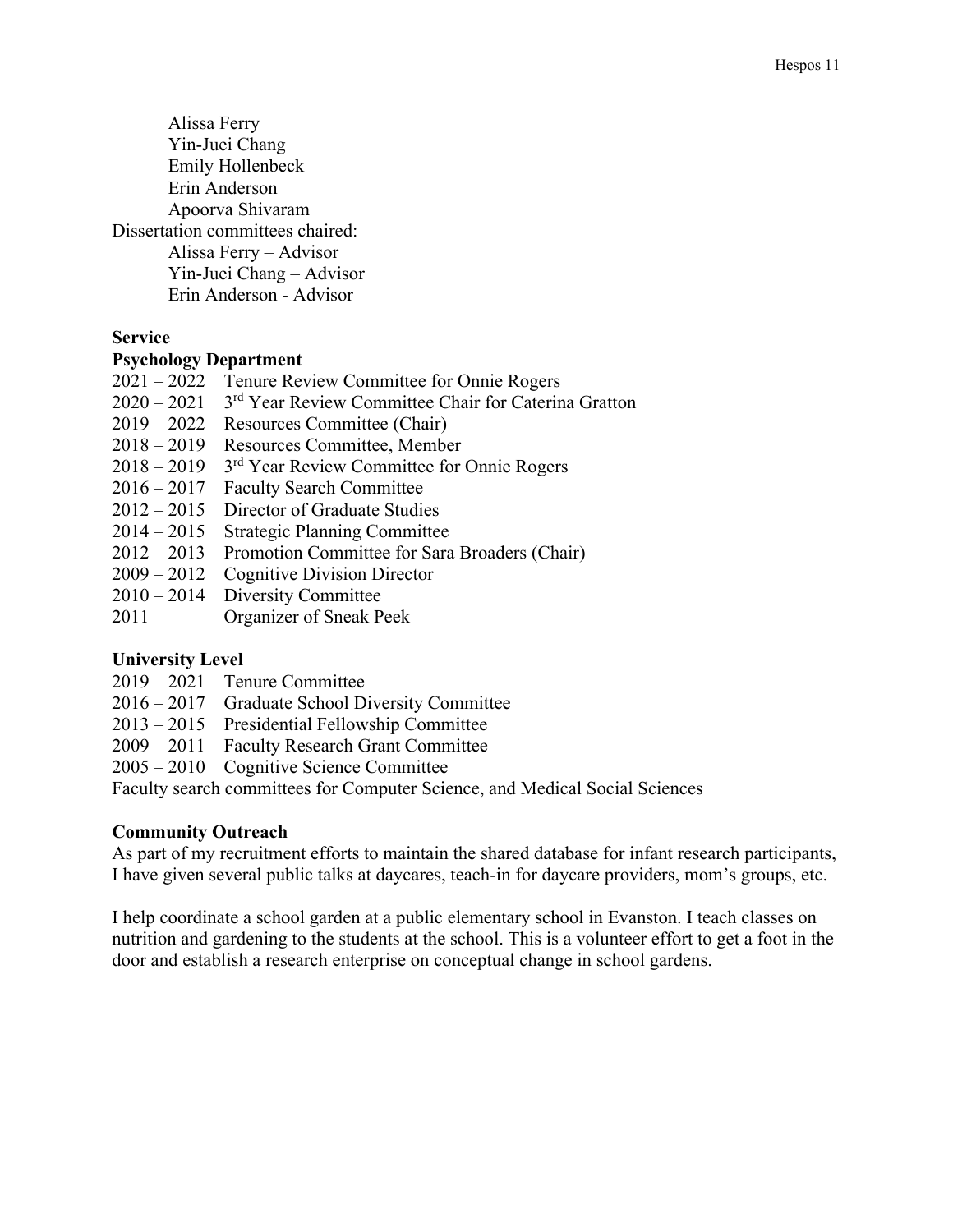Alissa Ferry
Yin-Juei Chang
Emily Hollenbeck
Erin Anderson
Apoorva Shivaram

Dissertation committees chaired:

Alissa Ferry – Advisor
Yin-Juei Chang – Advisor
Erin Anderson - Advisor

## Service

### Psychology Department

2021 – 2022 Tenure Review Committee for Onnie Rogers
2020 – 2021 3rd Year Review Committee Chair for Caterina Gratton
2019 – 2022 Resources Committee (Chair)
2018 – 2019 Resources Committee, Member
2018 – 2019 3rd Year Review Committee for Onnie Rogers
2016 – 2017 Faculty Search Committee
2012 – 2015 Director of Graduate Studies
2014 – 2015 Strategic Planning Committee
2012 – 2013 Promotion Committee for Sara Broaders (Chair)
2009 – 2012 Cognitive Division Director
2010 – 2014 Diversity Committee
2011 Organizer of Sneak Peek

### University Level

2019 – 2021 Tenure Committee
2016 – 2017 Graduate School Diversity Committee
2013 – 2015 Presidential Fellowship Committee
2009 – 2011 Faculty Research Grant Committee
2005 – 2010 Cognitive Science Committee
Faculty search committees for Computer Science, and Medical Social Sciences

### Community Outreach

As part of my recruitment efforts to maintain the shared database for infant research participants, I have given several public talks at daycares, teach-in for daycare providers, mom's groups, etc.

I help coordinate a school garden at a public elementary school in Evanston. I teach classes on nutrition and gardening to the students at the school. This is a volunteer effort to get a foot in the door and establish a research enterprise on conceptual change in school gardens.